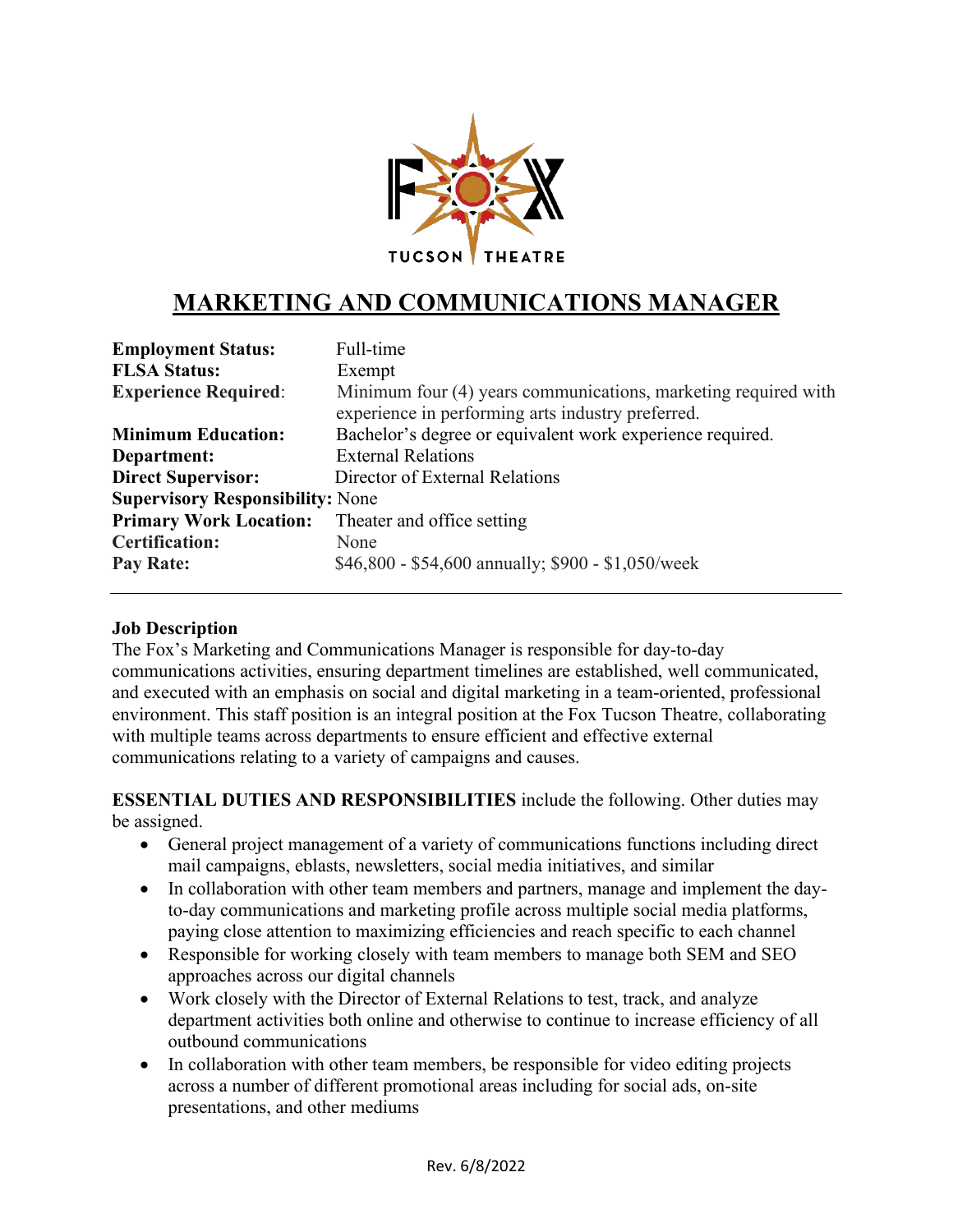FOX TUCSON THEATRE

# MARKETING AND COMMUNICATIONS MANAGER

| | |
|---|---|
| **Employment Status:** | Full-time |
| **FLSA Status:** | Exempt |
| **Experience Required**: | Minimum four (4) years communications, marketing required with experience in performing arts industry preferred. |
| **Minimum Education:** | Bachelor's degree or equivalent work experience required. |
| **Department:** | External Relations |
| **Direct Supervisor:** | Director of External Relations |
| **Supervisory Responsibility:** | None |
| **Primary Work Location:** | Theater and office setting |
| **Certification:** | None |
| **Pay Rate:** | $46,800 - $54,600 annually; $900 - $1,050/week |

---

**Job Description**

The Fox's Marketing and Communications Manager is responsible for day-to-day communications activities, ensuring department timelines are established, well communicated, and executed with an emphasis on social and digital marketing in a team-oriented, professional environment. This staff position is an integral position at the Fox Tucson Theatre, collaborating with multiple teams across departments to ensure efficient and effective external communications relating to a variety of campaigns and causes.

**ESSENTIAL DUTIES AND RESPONSIBILITIES** include the following. Other duties may be assigned.

- General project management of a variety of communications functions including direct mail campaigns, eblasts, newsletters, social media initiatives, and similar
- In collaboration with other team members and partners, manage and implement the day-to-day communications and marketing profile across multiple social media platforms, paying close attention to maximizing efficiencies and reach specific to each channel
- Responsible for working closely with team members to manage both SEM and SEO approaches across our digital channels
- Work closely with the Director of External Relations to test, track, and analyze department activities both online and otherwise to continue to increase efficiency of all outbound communications
- In collaboration with other team members, be responsible for video editing projects across a number of different promotional areas including for social ads, on-site presentations, and other mediums

Rev. 6/8/2022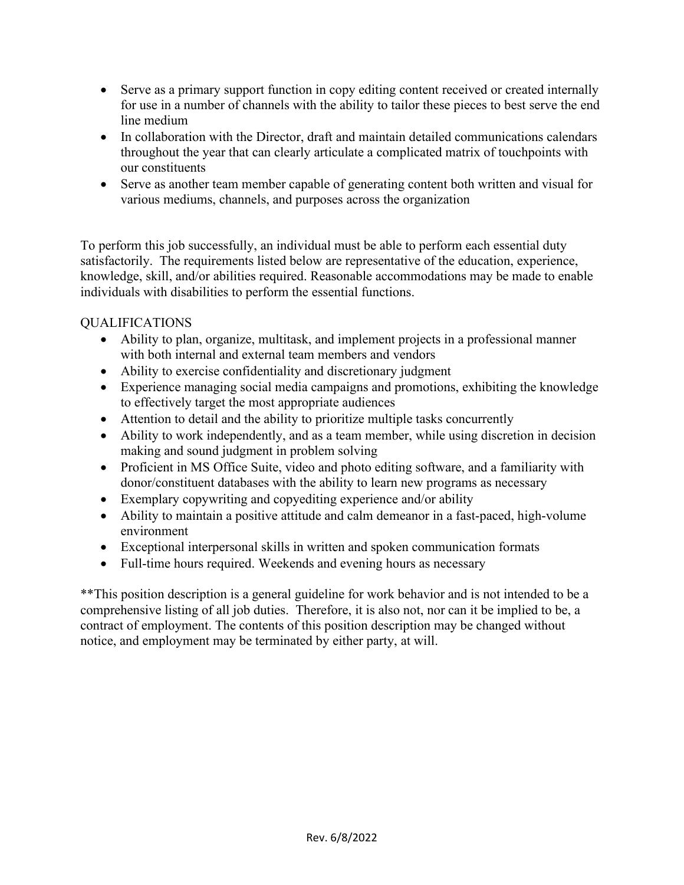- Serve as a primary support function in copy editing content received or created internally for use in a number of channels with the ability to tailor these pieces to best serve the end line medium
- In collaboration with the Director, draft and maintain detailed communications calendars throughout the year that can clearly articulate a complicated matrix of touchpoints with our constituents
- Serve as another team member capable of generating content both written and visual for various mediums, channels, and purposes across the organization

To perform this job successfully, an individual must be able to perform each essential duty satisfactorily. The requirements listed below are representative of the education, experience, knowledge, skill, and/or abilities required. Reasonable accommodations may be made to enable individuals with disabilities to perform the essential functions.

QUALIFICATIONS

- Ability to plan, organize, multitask, and implement projects in a professional manner with both internal and external team members and vendors
- Ability to exercise confidentiality and discretionary judgment
- Experience managing social media campaigns and promotions, exhibiting the knowledge to effectively target the most appropriate audiences
- Attention to detail and the ability to prioritize multiple tasks concurrently
- Ability to work independently, and as a team member, while using discretion in decision making and sound judgment in problem solving
- Proficient in MS Office Suite, video and photo editing software, and a familiarity with donor/constituent databases with the ability to learn new programs as necessary
- Exemplary copywriting and copyediting experience and/or ability
- Ability to maintain a positive attitude and calm demeanor in a fast-paced, high-volume environment
- Exceptional interpersonal skills in written and spoken communication formats
- Full-time hours required. Weekends and evening hours as necessary

**This position description is a general guideline for work behavior and is not intended to be a comprehensive listing of all job duties. Therefore, it is also not, nor can it be implied to be, a contract of employment. The contents of this position description may be changed without notice, and employment may be terminated by either party, at will.

Rev. 6/8/2022